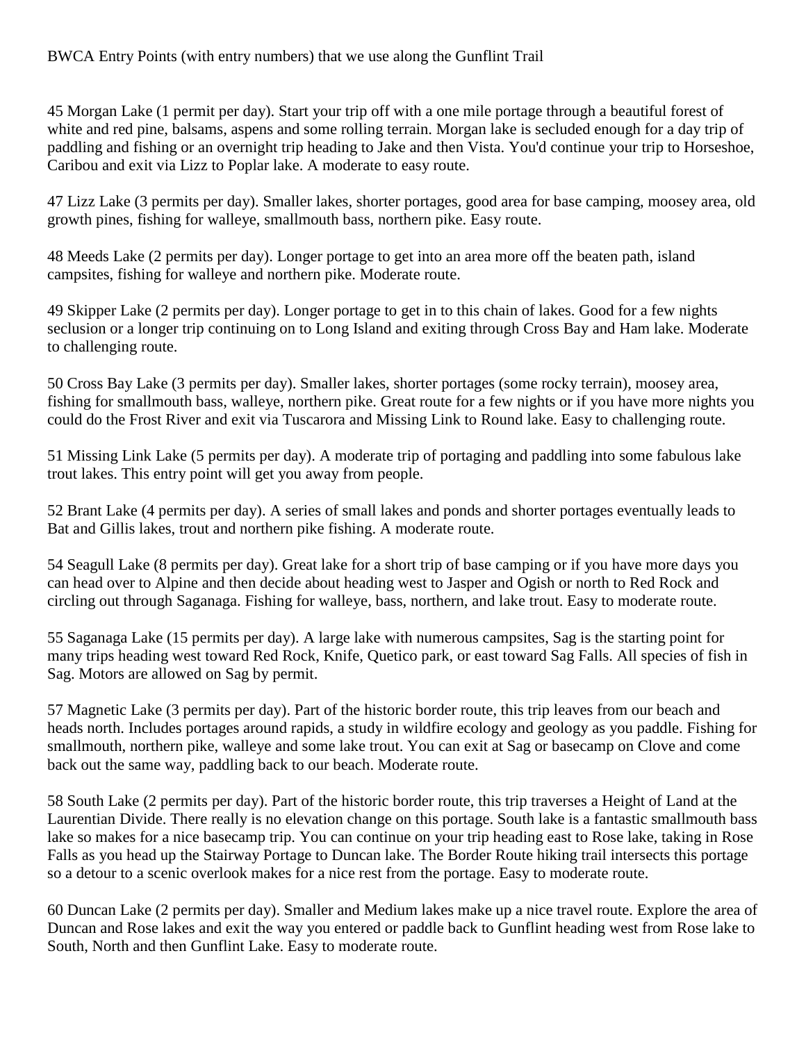BWCA Entry Points (with entry numbers) that we use along the Gunflint Trail

45 Morgan Lake (1 permit per day). Start your trip off with a one mile portage through a beautiful forest of white and red pine, balsams, aspens and some rolling terrain. Morgan lake is secluded enough for a day trip of paddling and fishing or an overnight trip heading to Jake and then Vista. You'd continue your trip to Horseshoe, Caribou and exit via Lizz to Poplar lake. A moderate to easy route.

47 Lizz Lake (3 permits per day). Smaller lakes, shorter portages, good area for base camping, moosey area, old growth pines, fishing for walleye, smallmouth bass, northern pike. Easy route.

48 Meeds Lake (2 permits per day). Longer portage to get into an area more off the beaten path, island campsites, fishing for walleye and northern pike. Moderate route.

49 Skipper Lake (2 permits per day). Longer portage to get in to this chain of lakes. Good for a few nights seclusion or a longer trip continuing on to Long Island and exiting through Cross Bay and Ham lake. Moderate to challenging route.

50 Cross Bay Lake (3 permits per day). Smaller lakes, shorter portages (some rocky terrain), moosey area, fishing for smallmouth bass, walleye, northern pike. Great route for a few nights or if you have more nights you could do the Frost River and exit via Tuscarora and Missing Link to Round lake. Easy to challenging route.

51 Missing Link Lake (5 permits per day). A moderate trip of portaging and paddling into some fabulous lake trout lakes. This entry point will get you away from people.

52 Brant Lake (4 permits per day). A series of small lakes and ponds and shorter portages eventually leads to Bat and Gillis lakes, trout and northern pike fishing. A moderate route.

54 Seagull Lake (8 permits per day). Great lake for a short trip of base camping or if you have more days you can head over to Alpine and then decide about heading west to Jasper and Ogish or north to Red Rock and circling out through Saganaga. Fishing for walleye, bass, northern, and lake trout. Easy to moderate route.

55 Saganaga Lake (15 permits per day). A large lake with numerous campsites, Sag is the starting point for many trips heading west toward Red Rock, Knife, Quetico park, or east toward Sag Falls. All species of fish in Sag. Motors are allowed on Sag by permit.

57 Magnetic Lake (3 permits per day). Part of the historic border route, this trip leaves from our beach and heads north. Includes portages around rapids, a study in wildfire ecology and geology as you paddle. Fishing for smallmouth, northern pike, walleye and some lake trout. You can exit at Sag or basecamp on Clove and come back out the same way, paddling back to our beach. Moderate route.

58 South Lake (2 permits per day). Part of the historic border route, this trip traverses a Height of Land at the Laurentian Divide. There really is no elevation change on this portage. South lake is a fantastic smallmouth bass lake so makes for a nice basecamp trip. You can continue on your trip heading east to Rose lake, taking in Rose Falls as you head up the Stairway Portage to Duncan lake. The Border Route hiking trail intersects this portage so a detour to a scenic overlook makes for a nice rest from the portage. Easy to moderate route.

60 Duncan Lake (2 permits per day). Smaller and Medium lakes make up a nice travel route. Explore the area of Duncan and Rose lakes and exit the way you entered or paddle back to Gunflint heading west from Rose lake to South, North and then Gunflint Lake. Easy to moderate route.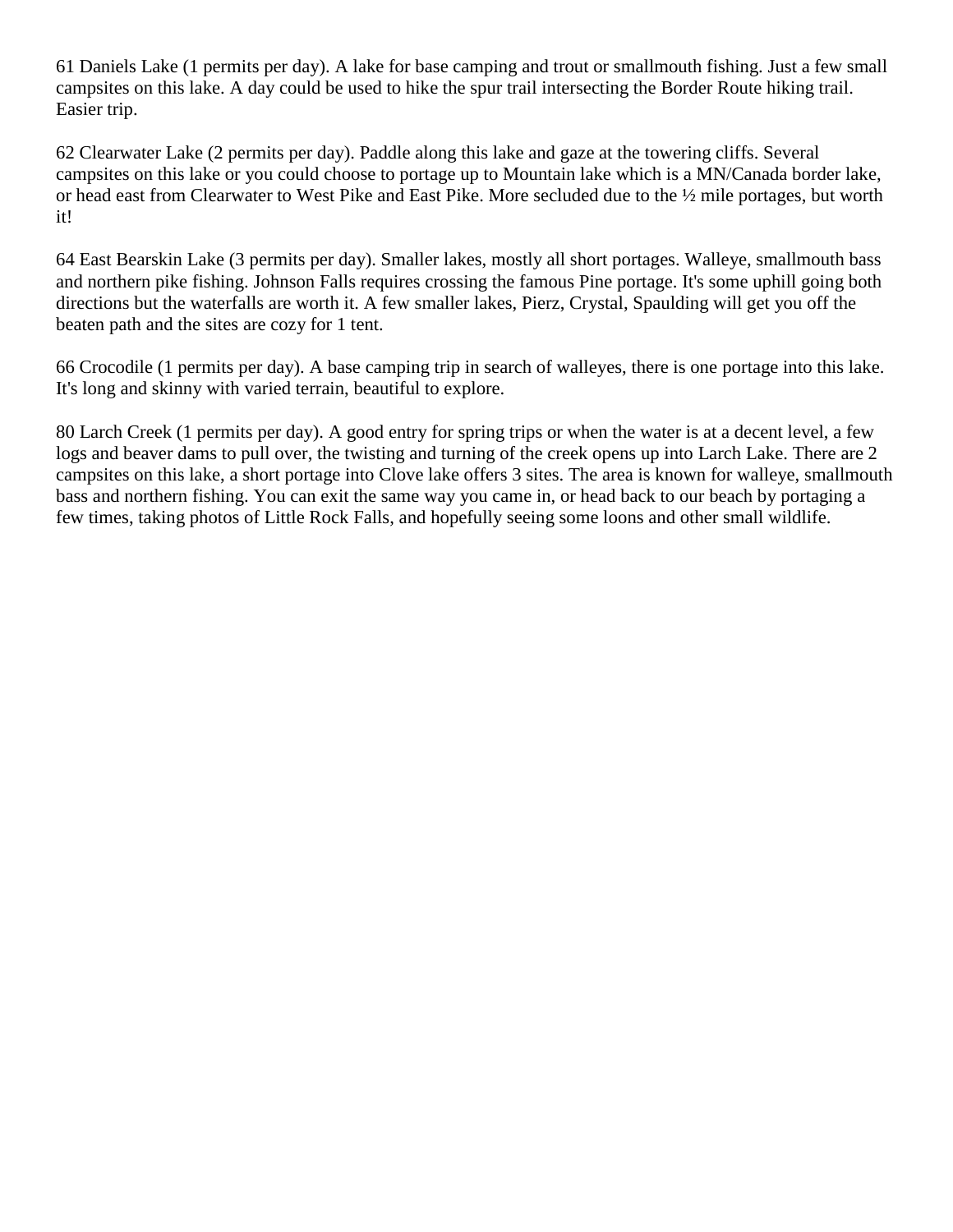61 Daniels Lake (1 permits per day). A lake for base camping and trout or smallmouth fishing. Just a few small campsites on this lake. A day could be used to hike the spur trail intersecting the Border Route hiking trail. Easier trip.

62 Clearwater Lake (2 permits per day). Paddle along this lake and gaze at the towering cliffs. Several campsites on this lake or you could choose to portage up to Mountain lake which is a MN/Canada border lake, or head east from Clearwater to West Pike and East Pike. More secluded due to the ½ mile portages, but worth it!

64 East Bearskin Lake (3 permits per day). Smaller lakes, mostly all short portages. Walleye, smallmouth bass and northern pike fishing. Johnson Falls requires crossing the famous Pine portage. It's some uphill going both directions but the waterfalls are worth it. A few smaller lakes, Pierz, Crystal, Spaulding will get you off the beaten path and the sites are cozy for 1 tent.

66 Crocodile (1 permits per day). A base camping trip in search of walleyes, there is one portage into this lake. It's long and skinny with varied terrain, beautiful to explore.

80 Larch Creek (1 permits per day). A good entry for spring trips or when the water is at a decent level, a few logs and beaver dams to pull over, the twisting and turning of the creek opens up into Larch Lake. There are 2 campsites on this lake, a short portage into Clove lake offers 3 sites. The area is known for walleye, smallmouth bass and northern fishing. You can exit the same way you came in, or head back to our beach by portaging a few times, taking photos of Little Rock Falls, and hopefully seeing some loons and other small wildlife.